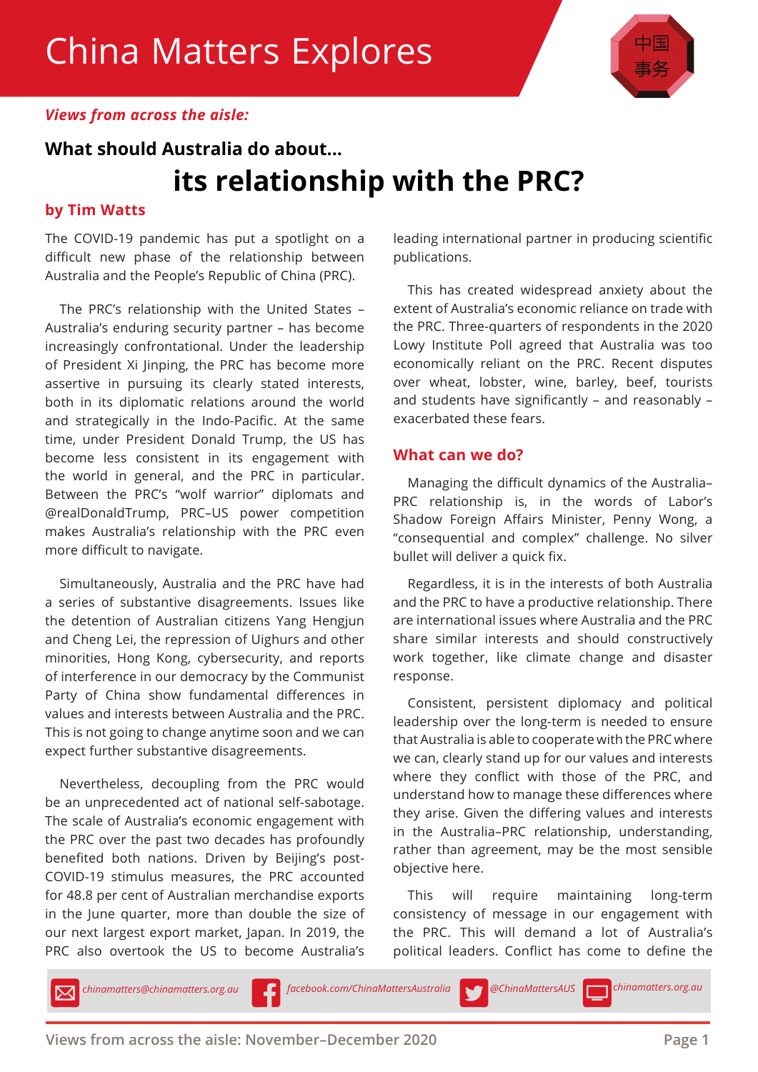# China Matters Explores

*Views from across the aisle:*

### What should Australia do about...

## its relationship with the PRC?

**by Tim Watts**

The COVID-19 pandemic has put a spotlight on a difficult new phase of the relationship between Australia and the People's Republic of China (PRC).

The PRC's relationship with the United States – Australia's enduring security partner – has become increasingly confrontational. Under the leadership of President Xi Jinping, the PRC has become more assertive in pursuing its clearly stated interests, both in its diplomatic relations around the world and strategically in the Indo-Pacific. At the same time, under President Donald Trump, the US has become less consistent in its engagement with the world in general, and the PRC in particular. Between the PRC's "wolf warrior" diplomats and @realDonaldTrump, PRC–US power competition makes Australia's relationship with the PRC even more difficult to navigate.

Simultaneously, Australia and the PRC have had a series of substantive disagreements. Issues like the detention of Australian citizens Yang Hengjun and Cheng Lei, the repression of Uighurs and other minorities, Hong Kong, cybersecurity, and reports of interference in our democracy by the Communist Party of China show fundamental differences in values and interests between Australia and the PRC. This is not going to change anytime soon and we can expect further substantive disagreements.

Nevertheless, decoupling from the PRC would be an unprecedented act of national self-sabotage. The scale of Australia's economic engagement with the PRC over the past two decades has profoundly benefited both nations. Driven by Beijing's post-COVID-19 stimulus measures, the PRC accounted for 48.8 per cent of Australian merchandise exports in the June quarter, more than double the size of our next largest export market, Japan. In 2019, the PRC also overtook the US to become Australia's leading international partner in producing scientific publications.

This has created widespread anxiety about the extent of Australia's economic reliance on trade with the PRC. Three-quarters of respondents in the 2020 Lowy Institute Poll agreed that Australia was too economically reliant on the PRC. Recent disputes over wheat, lobster, wine, barley, beef, tourists and students have significantly – and reasonably – exacerbated these fears.

### What can we do?

Managing the difficult dynamics of the Australia–PRC relationship is, in the words of Labor's Shadow Foreign Affairs Minister, Penny Wong, a "consequential and complex" challenge. No silver bullet will deliver a quick fix.

Regardless, it is in the interests of both Australia and the PRC to have a productive relationship. There are international issues where Australia and the PRC share similar interests and should constructively work together, like climate change and disaster response.

Consistent, persistent diplomacy and political leadership over the long-term is needed to ensure that Australia is able to cooperate with the PRC where we can, clearly stand up for our values and interests where they conflict with those of the PRC, and understand how to manage these differences where they arise. Given the differing values and interests in the Australia–PRC relationship, understanding, rather than agreement, may be the most sensible objective here.

This will require maintaining long-term consistency of message in our engagement with the PRC. This will demand a lot of Australia's political leaders. Conflict has come to define the

*chinamatters@chinamatters.org.au* *facebook.com/ChinaMattersAustralia* *@ChinaMattersAUS* *chinamatters.org.au*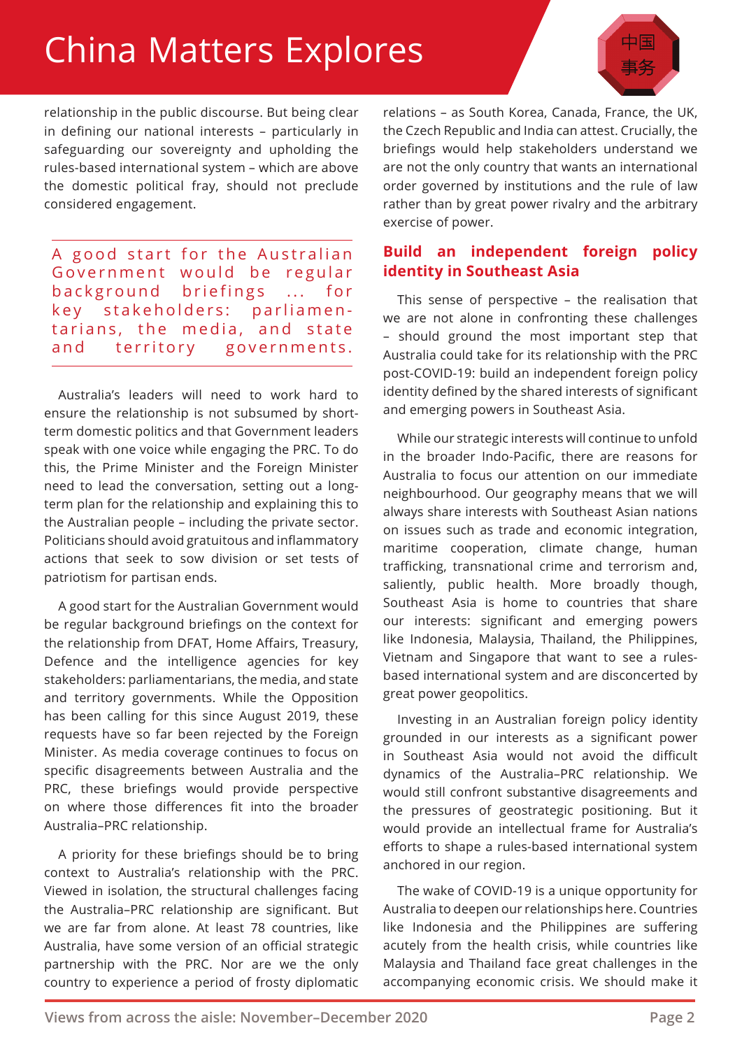relationship in the public discourse. But being clear in defining our national interests – particularly in safeguarding our sovereignty and upholding the rules-based international system – which are above the domestic political fray, should not preclude considered engagement.

> A good start for the Australian Government would be regular background briefings ... for key stakeholders: parliamentarians, the media, and state and territory governments.

Australia's leaders will need to work hard to ensure the relationship is not subsumed by short-term domestic politics and that Government leaders speak with one voice while engaging the PRC. To do this, the Prime Minister and the Foreign Minister need to lead the conversation, setting out a long-term plan for the relationship and explaining this to the Australian people – including the private sector. Politicians should avoid gratuitous and inflammatory actions that seek to sow division or set tests of patriotism for partisan ends.

A good start for the Australian Government would be regular background briefings on the context for the relationship from DFAT, Home Affairs, Treasury, Defence and the intelligence agencies for key stakeholders: parliamentarians, the media, and state and territory governments. While the Opposition has been calling for this since August 2019, these requests have so far been rejected by the Foreign Minister. As media coverage continues to focus on specific disagreements between Australia and the PRC, these briefings would provide perspective on where those differences fit into the broader Australia–PRC relationship.

A priority for these briefings should be to bring context to Australia's relationship with the PRC. Viewed in isolation, the structural challenges facing the Australia–PRC relationship are significant. But we are far from alone. At least 78 countries, like Australia, have some version of an official strategic partnership with the PRC. Nor are we the only country to experience a period of frosty diplomatic relations – as South Korea, Canada, France, the UK, the Czech Republic and India can attest. Crucially, the briefings would help stakeholders understand we are not the only country that wants an international order governed by institutions and the rule of law rather than by great power rivalry and the arbitrary exercise of power.

## Build an independent foreign policy identity in Southeast Asia

This sense of perspective – the realisation that we are not alone in confronting these challenges – should ground the most important step that Australia could take for its relationship with the PRC post-COVID-19: build an independent foreign policy identity defined by the shared interests of significant and emerging powers in Southeast Asia.

While our strategic interests will continue to unfold in the broader Indo-Pacific, there are reasons for Australia to focus our attention on our immediate neighbourhood. Our geography means that we will always share interests with Southeast Asian nations on issues such as trade and economic integration, maritime cooperation, climate change, human trafficking, transnational crime and terrorism and, saliently, public health. More broadly though, Southeast Asia is home to countries that share our interests: significant and emerging powers like Indonesia, Malaysia, Thailand, the Philippines, Vietnam and Singapore that want to see a rules-based international system and are disconcerted by great power geopolitics.

Investing in an Australian foreign policy identity grounded in our interests as a significant power in Southeast Asia would not avoid the difficult dynamics of the Australia–PRC relationship. We would still confront substantive disagreements and the pressures of geostrategic positioning. But it would provide an intellectual frame for Australia's efforts to shape a rules-based international system anchored in our region.

The wake of COVID-19 is a unique opportunity for Australia to deepen our relationships here. Countries like Indonesia and the Philippines are suffering acutely from the health crisis, while countries like Malaysia and Thailand face great challenges in the accompanying economic crisis. We should make it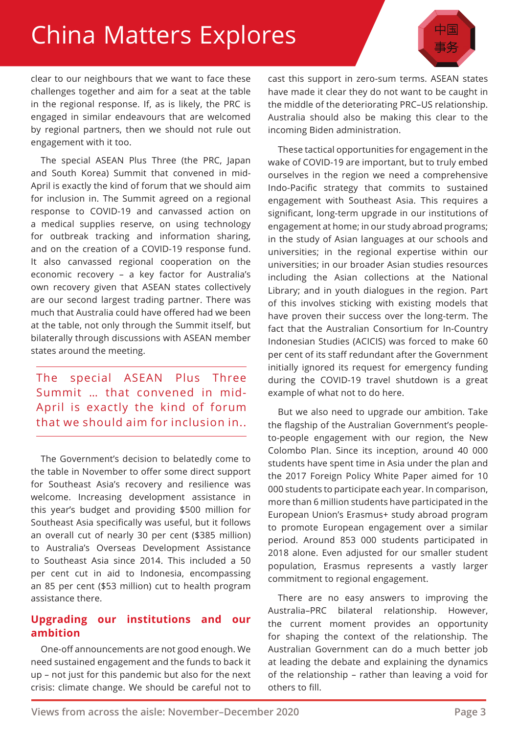clear to our neighbours that we want to face these challenges together and aim for a seat at the table in the regional response. If, as is likely, the PRC is engaged in similar endeavours that are welcomed by regional partners, then we should not rule out engagement with it too.

The special ASEAN Plus Three (the PRC, Japan and South Korea) Summit that convened in mid-April is exactly the kind of forum that we should aim for inclusion in. The Summit agreed on a regional response to COVID-19 and canvassed action on a medical supplies reserve, on using technology for outbreak tracking and information sharing, and on the creation of a COVID-19 response fund. It also canvassed regional cooperation on the economic recovery – a key factor for Australia's own recovery given that ASEAN states collectively are our second largest trading partner. There was much that Australia could have offered had we been at the table, not only through the Summit itself, but bilaterally through discussions with ASEAN member states around the meeting.

> The special ASEAN Plus Three Summit … that convened in mid-April is exactly the kind of forum that we should aim for inclusion in..

The Government's decision to belatedly come to the table in November to offer some direct support for Southeast Asia's recovery and resilience was welcome. Increasing development assistance in this year's budget and providing $500 million for Southeast Asia specifically was useful, but it follows an overall cut of nearly 30 per cent ($385 million) to Australia's Overseas Development Assistance to Southeast Asia since 2014. This included a 50 per cent cut in aid to Indonesia, encompassing an 85 per cent ($53 million) cut to health program assistance there.

## Upgrading our institutions and our ambition

One-off announcements are not good enough. We need sustained engagement and the funds to back it up – not just for this pandemic but also for the next crisis: climate change. We should be careful not to cast this support in zero-sum terms. ASEAN states have made it clear they do not want to be caught in the middle of the deteriorating PRC–US relationship. Australia should also be making this clear to the incoming Biden administration.

These tactical opportunities for engagement in the wake of COVID-19 are important, but to truly embed ourselves in the region we need a comprehensive Indo-Pacific strategy that commits to sustained engagement with Southeast Asia. This requires a significant, long-term upgrade in our institutions of engagement at home; in our study abroad programs; in the study of Asian languages at our schools and universities; in the regional expertise within our universities; in our broader Asian studies resources including the Asian collections at the National Library; and in youth dialogues in the region. Part of this involves sticking with existing models that have proven their success over the long-term. The fact that the Australian Consortium for In-Country Indonesian Studies (ACICIS) was forced to make 60 per cent of its staff redundant after the Government initially ignored its request for emergency funding during the COVID-19 travel shutdown is a great example of what not to do here.

But we also need to upgrade our ambition. Take the flagship of the Australian Government's people-to-people engagement with our region, the New Colombo Plan. Since its inception, around 40 000 students have spent time in Asia under the plan and the 2017 Foreign Policy White Paper aimed for 10 000 students to participate each year. In comparison, more than 6 million students have participated in the European Union's Erasmus+ study abroad program to promote European engagement over a similar period. Around 853 000 students participated in 2018 alone. Even adjusted for our smaller student population, Erasmus represents a vastly larger commitment to regional engagement.

There are no easy answers to improving the Australia–PRC bilateral relationship. However, the current moment provides an opportunity for shaping the context of the relationship. The Australian Government can do a much better job at leading the debate and explaining the dynamics of the relationship – rather than leaving a void for others to fill.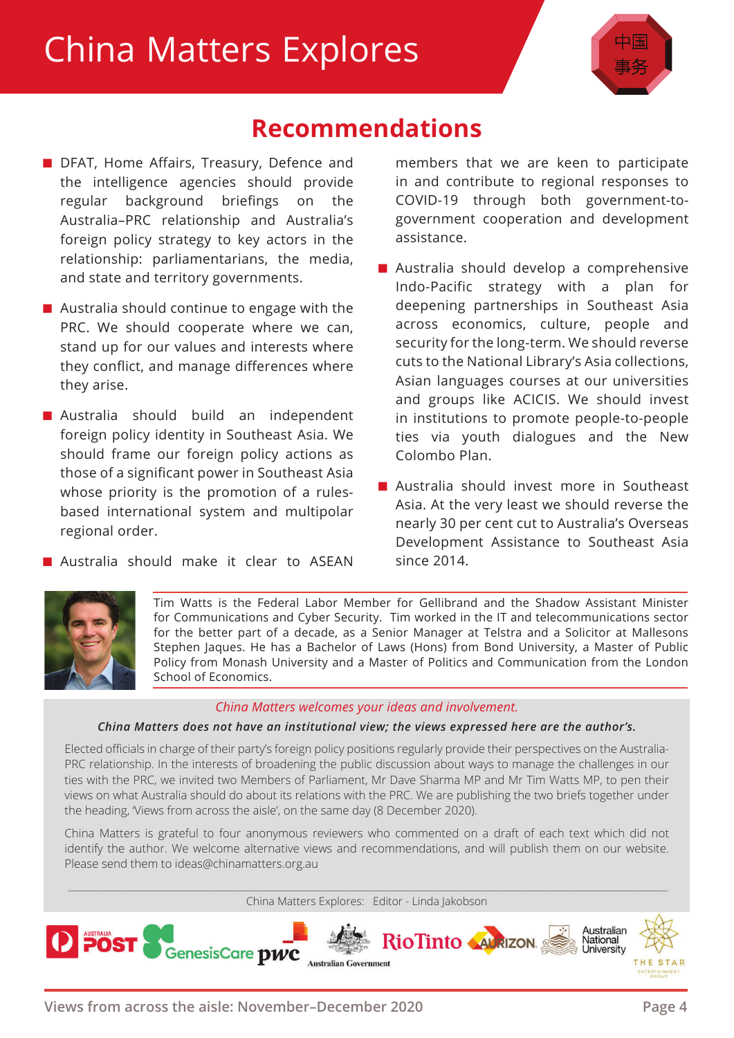## Recommendations

- DFAT, Home Affairs, Treasury, Defence and the intelligence agencies should provide regular background briefings on the Australia–PRC relationship and Australia's foreign policy strategy to key actors in the relationship: parliamentarians, the media, and state and territory governments.
- Australia should continue to engage with the PRC. We should cooperate where we can, stand up for our values and interests where they conflict, and manage differences where they arise.
- Australia should build an independent foreign policy identity in Southeast Asia. We should frame our foreign policy actions as those of a significant power in Southeast Asia whose priority is the promotion of a rules-based international system and multipolar regional order.
- Australia should make it clear to ASEAN members that we are keen to participate in and contribute to regional responses to COVID-19 through both government-to-government cooperation and development assistance.
- Australia should develop a comprehensive Indo-Pacific strategy with a plan for deepening partnerships in Southeast Asia across economics, culture, people and security for the long-term. We should reverse cuts to the National Library's Asia collections, Asian languages courses at our universities and groups like ACICIS. We should invest in institutions to promote people-to-people ties via youth dialogues and the New Colombo Plan.
- Australia should invest more in Southeast Asia. At the very least we should reverse the nearly 30 per cent cut to Australia's Overseas Development Assistance to Southeast Asia since 2014.

Tim Watts is the Federal Labor Member for Gellibrand and the Shadow Assistant Minister for Communications and Cyber Security. Tim worked in the IT and telecommunications sector for the better part of a decade, as a Senior Manager at Telstra and a Solicitor at Mallesons Stephen Jaques. He has a Bachelor of Laws (Hons) from Bond University, a Master of Public Policy from Monash University and a Master of Politics and Communication from the London School of Economics.

*China Matters welcomes your ideas and involvement.*

***China Matters does not have an institutional view; the views expressed here are the author's.***

Elected officials in charge of their party's foreign policy positions regularly provide their perspectives on the Australia-PRC relationship. In the interests of broadening the public discussion about ways to manage the challenges in our ties with the PRC, we invited two Members of Parliament, Mr Dave Sharma MP and Mr Tim Watts MP, to pen their views on what Australia should do about its relations with the PRC. We are publishing the two briefs together under the heading, 'Views from across the aisle', on the same day (8 December 2020).

China Matters is grateful to four anonymous reviewers who commented on a draft of each text which did not identify the author. We welcome alternative views and recommendations, and will publish them on our website. Please send them to ideas@chinamatters.org.au

China Matters Explores: Editor - Linda Jakobson

Australia Post | GenesisCare | pwc | Australian Government | RioTinto | Aurizon | Australian National University | The Star Entertainment Group